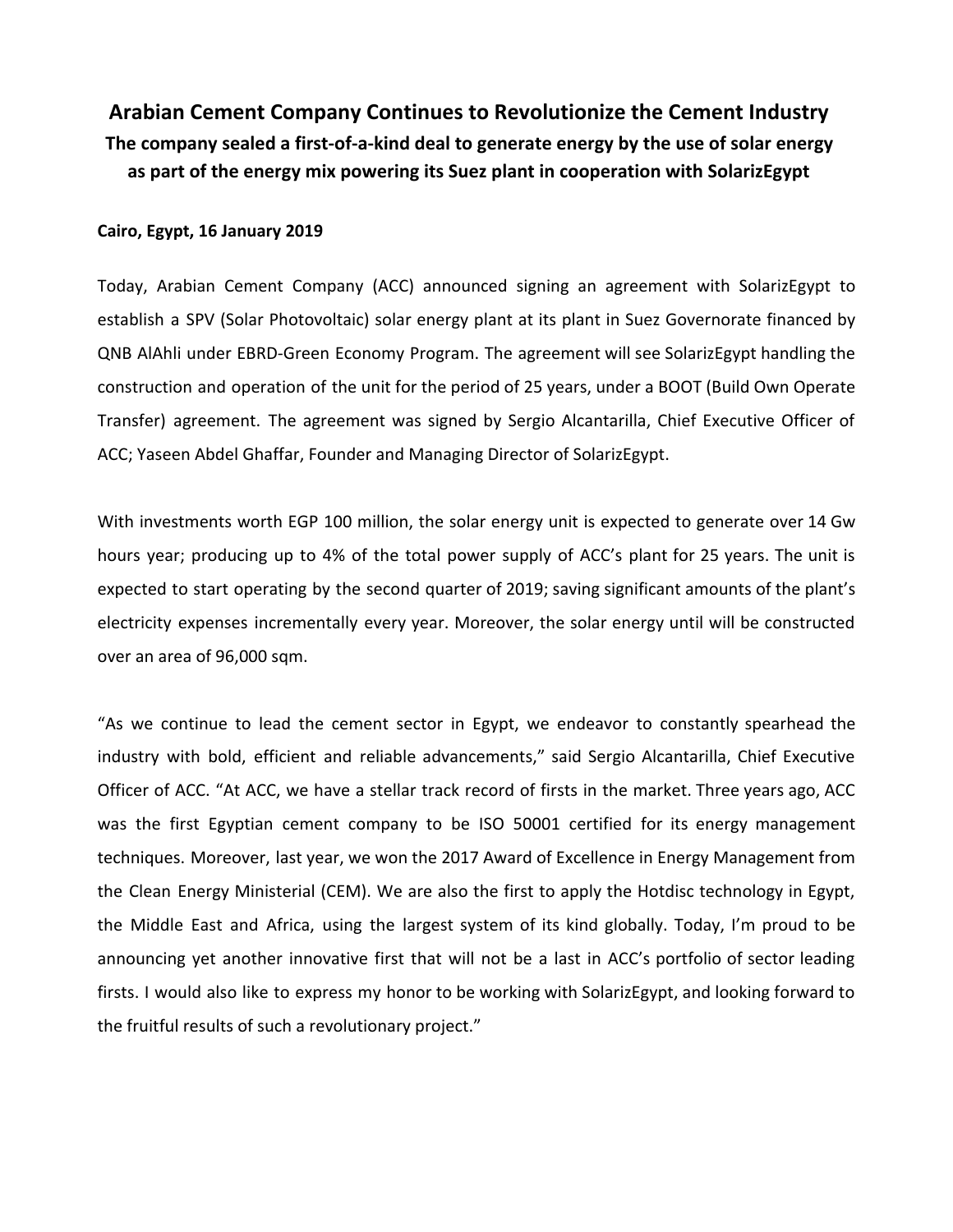# Arabian Cement Company Continues to Revolutionize the Cement Industry

## The company sealed a first-of-a-kind deal to generate energy by the use of solar energy as part of the energy mix powering its Suez plant in cooperation with SolarizEgypt

**Cairo, Egypt, 16 January 2019**

Today, Arabian Cement Company (ACC) announced signing an agreement with SolarizEgypt to establish a SPV (Solar Photovoltaic) solar energy plant at its plant in Suez Governorate financed by QNB AlAhli under EBRD-Green Economy Program. The agreement will see SolarizEgypt handling the construction and operation of the unit for the period of 25 years, under a BOOT (Build Own Operate Transfer) agreement. The agreement was signed by Sergio Alcantarilla, Chief Executive Officer of ACC; Yaseen Abdel Ghaffar, Founder and Managing Director of SolarizEgypt.

With investments worth EGP 100 million, the solar energy unit is expected to generate over 14 Gw hours year; producing up to 4% of the total power supply of ACC's plant for 25 years. The unit is expected to start operating by the second quarter of 2019; saving significant amounts of the plant's electricity expenses incrementally every year. Moreover, the solar energy until will be constructed over an area of 96,000 sqm.

"As we continue to lead the cement sector in Egypt, we endeavor to constantly spearhead the industry with bold, efficient and reliable advancements," said Sergio Alcantarilla, Chief Executive Officer of ACC. "At ACC, we have a stellar track record of firsts in the market. Three years ago, ACC was the first Egyptian cement company to be ISO 50001 certified for its energy management techniques. Moreover, last year, we won the 2017 Award of Excellence in Energy Management from the Clean Energy Ministerial (CEM). We are also the first to apply the Hotdisc technology in Egypt, the Middle East and Africa, using the largest system of its kind globally. Today, I'm proud to be announcing yet another innovative first that will not be a last in ACC's portfolio of sector leading firsts. I would also like to express my honor to be working with SolarizEgypt, and looking forward to the fruitful results of such a revolutionary project."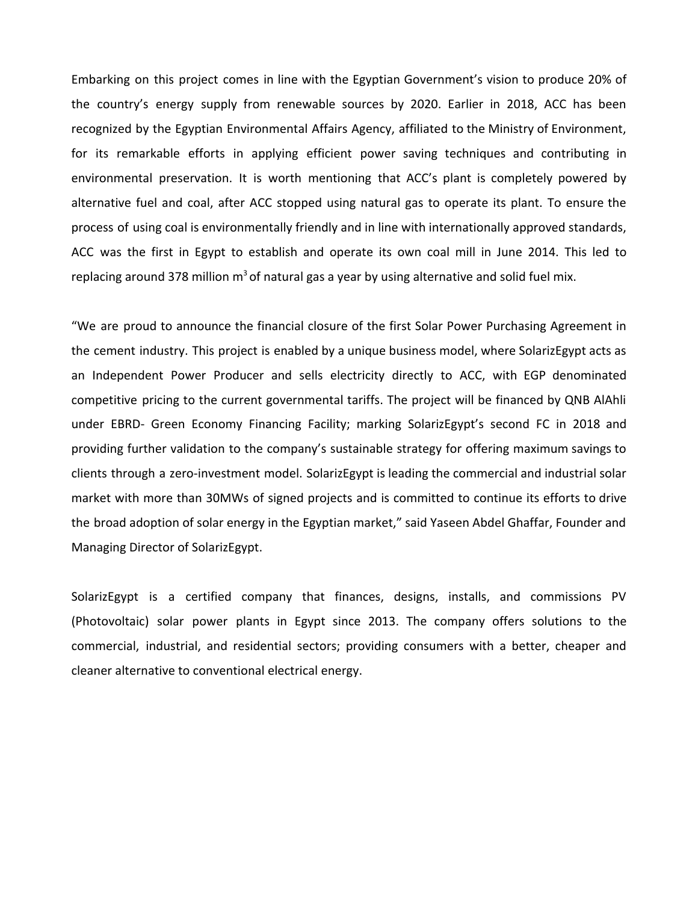Embarking on this project comes in line with the Egyptian Government's vision to produce 20% of the country's energy supply from renewable sources by 2020. Earlier in 2018, ACC has been recognized by the Egyptian Environmental Affairs Agency, affiliated to the Ministry of Environment, for its remarkable efforts in applying efficient power saving techniques and contributing in environmental preservation. It is worth mentioning that ACC's plant is completely powered by alternative fuel and coal, after ACC stopped using natural gas to operate its plant. To ensure the process of using coal is environmentally friendly and in line with internationally approved standards, ACC was the first in Egypt to establish and operate its own coal mill in June 2014. This led to replacing around 378 million $m^3$ of natural gas a year by using alternative and solid fuel mix.

"We are proud to announce the financial closure of the first Solar Power Purchasing Agreement in the cement industry. This project is enabled by a unique business model, where SolarizEgypt acts as an Independent Power Producer and sells electricity directly to ACC, with EGP denominated competitive pricing to the current governmental tariffs. The project will be financed by QNB AlAhli under EBRD- Green Economy Financing Facility; marking SolarizEgypt's second FC in 2018 and providing further validation to the company's sustainable strategy for offering maximum savings to clients through a zero-investment model. SolarizEgypt is leading the commercial and industrial solar market with more than 30MWs of signed projects and is committed to continue its efforts to drive the broad adoption of solar energy in the Egyptian market," said Yaseen Abdel Ghaffar, Founder and Managing Director of SolarizEgypt.

SolarizEgypt is a certified company that finances, designs, installs, and commissions PV (Photovoltaic) solar power plants in Egypt since 2013. The company offers solutions to the commercial, industrial, and residential sectors; providing consumers with a better, cheaper and cleaner alternative to conventional electrical energy.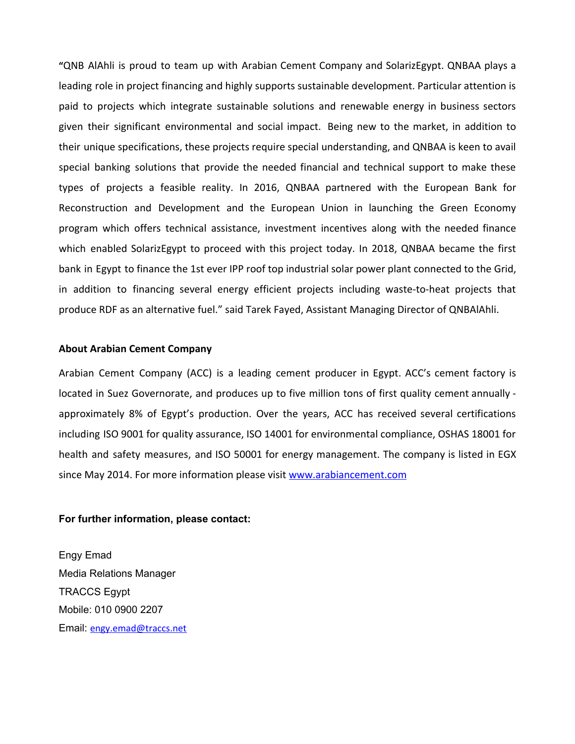"QNB AlAhli is proud to team up with Arabian Cement Company and SolarizEgypt. QNBAA plays a leading role in project financing and highly supports sustainable development. Particular attention is paid to projects which integrate sustainable solutions and renewable energy in business sectors given their significant environmental and social impact. Being new to the market, in addition to their unique specifications, these projects require special understanding, and QNBAA is keen to avail special banking solutions that provide the needed financial and technical support to make these types of projects a feasible reality. In 2016, QNBAA partnered with the European Bank for Reconstruction and Development and the European Union in launching the Green Economy program which offers technical assistance, investment incentives along with the needed finance which enabled SolarizEgypt to proceed with this project today. In 2018, QNBAA became the first bank in Egypt to finance the 1st ever IPP roof top industrial solar power plant connected to the Grid, in addition to financing several energy efficient projects including waste-to-heat projects that produce RDF as an alternative fuel." said Tarek Fayed, Assistant Managing Director of QNBAlAhli.

**About Arabian Cement Company**

Arabian Cement Company (ACC) is a leading cement producer in Egypt. ACC's cement factory is located in Suez Governorate, and produces up to five million tons of first quality cement annually - approximately 8% of Egypt's production. Over the years, ACC has received several certifications including ISO 9001 for quality assurance, ISO 14001 for environmental compliance, OSHAS 18001 for health and safety measures, and ISO 50001 for energy management. The company is listed in EGX since May 2014. For more information please visit www.arabiancement.com

**For further information, please contact:**

Engy Emad
Media Relations Manager
TRACCS Egypt
Mobile: 010 0900 2207
Email: engy.emad@traccs.net